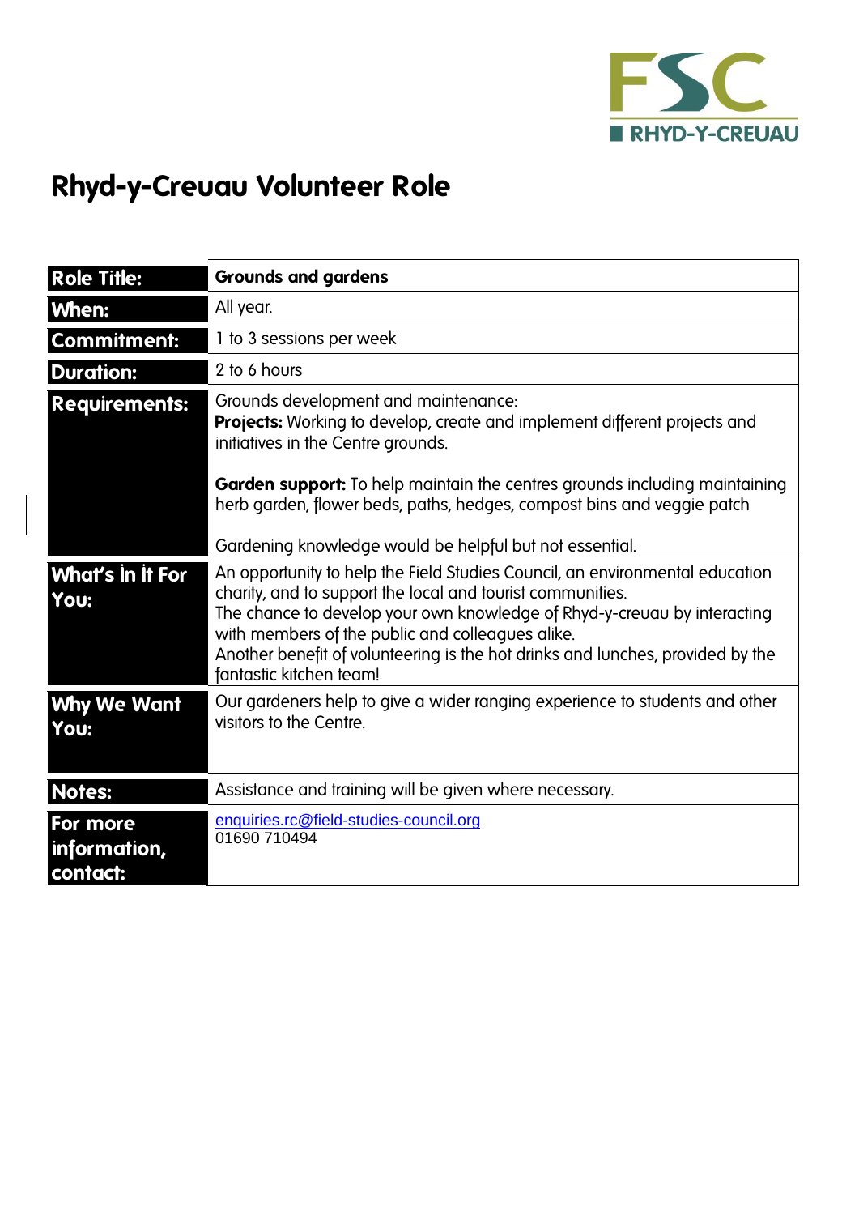FSC RHYD-Y-CREUAU

# Rhyd-y-Creuau Volunteer Role

| | |
|---|---|
| **Role Title:** | **Grounds and gardens** |
| **When:** | All year. |
| **Commitment:** | 1 to 3 sessions per week |
| **Duration:** | 2 to 6 hours |
| **Requirements:** | Grounds development and maintenance:<br>**Projects:** Working to develop, create and implement different projects and initiatives in the Centre grounds.<br><br>**Garden support:** To help maintain the centres grounds including maintaining herb garden, flower beds, paths, hedges, compost bins and veggie patch<br><br>Gardening knowledge would be helpful but not essential. |
| **What's In It For You:** | An opportunity to help the Field Studies Council, an environmental education charity, and to support the local and tourist communities.<br>The chance to develop your own knowledge of Rhyd-y-creuau by interacting with members of the public and colleagues alike.<br>Another benefit of volunteering is the hot drinks and lunches, provided by the fantastic kitchen team! |
| **Why We Want You:** | Our gardeners help to give a wider ranging experience to students and other visitors to the Centre. |
| **Notes:** | Assistance and training will be given where necessary. |
| **For more information, contact:** | enquiries.rc@field-studies-council.org<br>01690 710494 |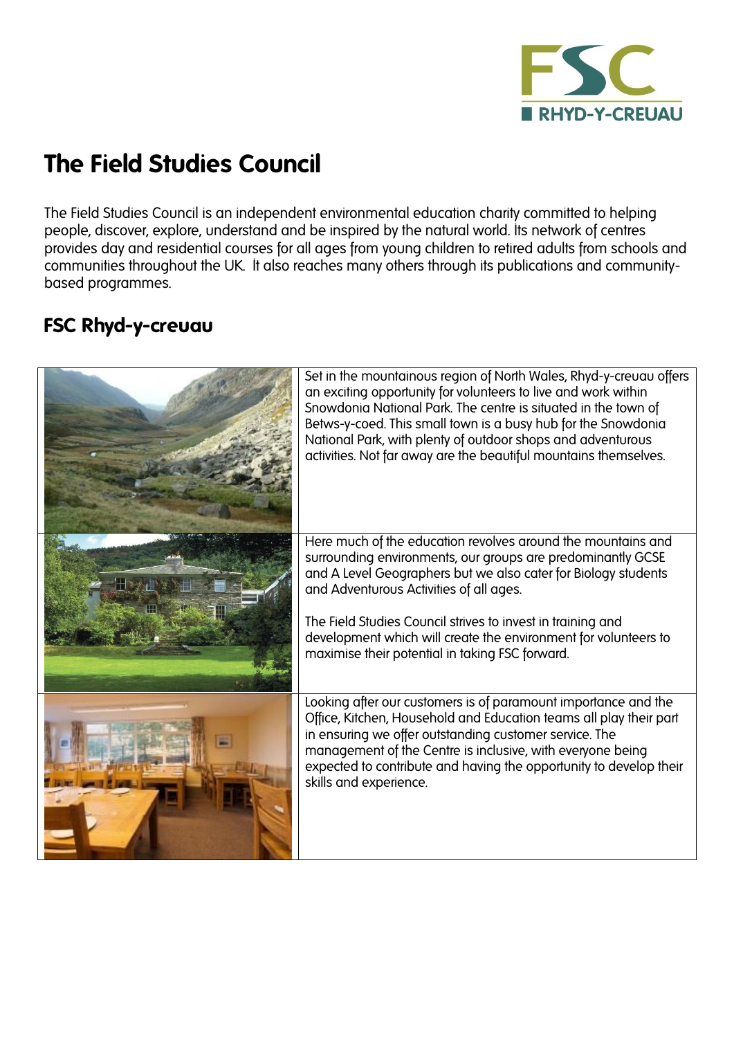FSC
RHYD-Y-CREUAU

# The Field Studies Council

The Field Studies Council is an independent environmental education charity committed to helping people, discover, explore, understand and be inspired by the natural world. Its network of centres provides day and residential courses for all ages from young children to retired adults from schools and communities throughout the UK. It also reaches many others through its publications and community-based programmes.

## FSC Rhyd-y-creuau

Set in the mountainous region of North Wales, Rhyd-y-creuau offers an exciting opportunity for volunteers to live and work within Snowdonia National Park. The centre is situated in the town of Betws-y-coed. This small town is a busy hub for the Snowdonia National Park, with plenty of outdoor shops and adventurous activities. Not far away are the beautiful mountains themselves.

Here much of the education revolves around the mountains and surrounding environments, our groups are predominantly GCSE and A Level Geographers but we also cater for Biology students and Adventurous Activities of all ages.

The Field Studies Council strives to invest in training and development which will create the environment for volunteers to maximise their potential in taking FSC forward.

Looking after our customers is of paramount importance and the Office, Kitchen, Household and Education teams all play their part in ensuring we offer outstanding customer service. The management of the Centre is inclusive, with everyone being expected to contribute and having the opportunity to develop their skills and experience.